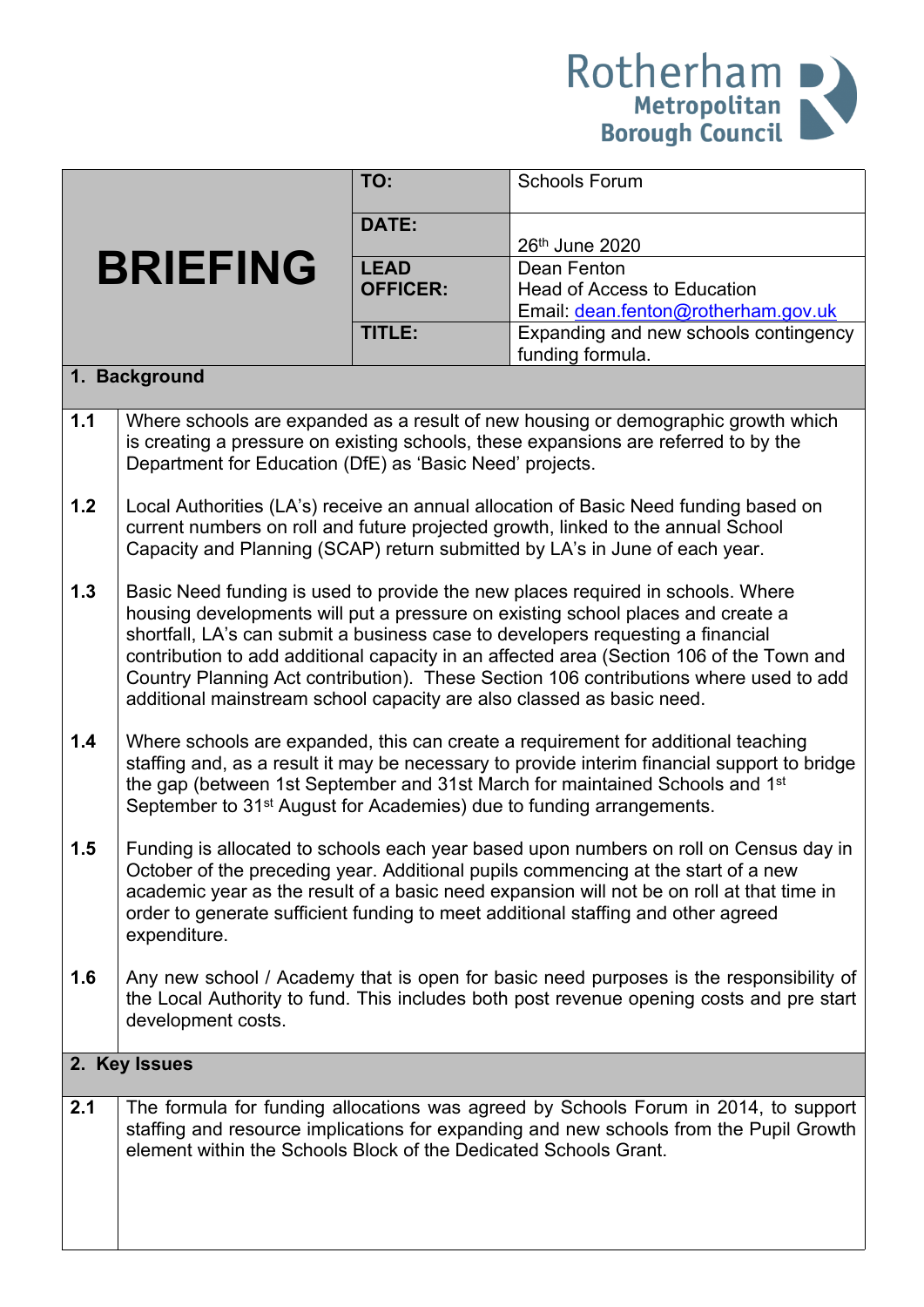Rotherham Metropolitan Borough Council

# BRIEFING

| | |
|---|---|
| **TO:** | Schools Forum |
| **DATE:** | 26th June 2020 |
| **LEAD OFFICER:** | Dean Fenton<br>Head of Access to Education<br>Email: dean.fenton@rotherham.gov.uk |
| **TITLE:** | Expanding and new schools contingency funding formula. |

## 1. Background

**1.1** Where schools are expanded as a result of new housing or demographic growth which is creating a pressure on existing schools, these expansions are referred to by the Department for Education (DfE) as 'Basic Need' projects.

**1.2** Local Authorities (LA's) receive an annual allocation of Basic Need funding based on current numbers on roll and future projected growth, linked to the annual School Capacity and Planning (SCAP) return submitted by LA's in June of each year.

**1.3** Basic Need funding is used to provide the new places required in schools. Where housing developments will put a pressure on existing school places and create a shortfall, LA's can submit a business case to developers requesting a financial contribution to add additional capacity in an affected area (Section 106 of the Town and Country Planning Act contribution). These Section 106 contributions where used to add additional mainstream school capacity are also classed as basic need.

**1.4** Where schools are expanded, this can create a requirement for additional teaching staffing and, as a result it may be necessary to provide interim financial support to bridge the gap (between 1st September and 31st March for maintained Schools and 1st September to 31st August for Academies) due to funding arrangements.

**1.5** Funding is allocated to schools each year based upon numbers on roll on Census day in October of the preceding year. Additional pupils commencing at the start of a new academic year as the result of a basic need expansion will not be on roll at that time in order to generate sufficient funding to meet additional staffing and other agreed expenditure.

**1.6** Any new school / Academy that is open for basic need purposes is the responsibility of the Local Authority to fund. This includes both post revenue opening costs and pre start development costs.

## 2. Key Issues

**2.1** The formula for funding allocations was agreed by Schools Forum in 2014, to support staffing and resource implications for expanding and new schools from the Pupil Growth element within the Schools Block of the Dedicated Schools Grant.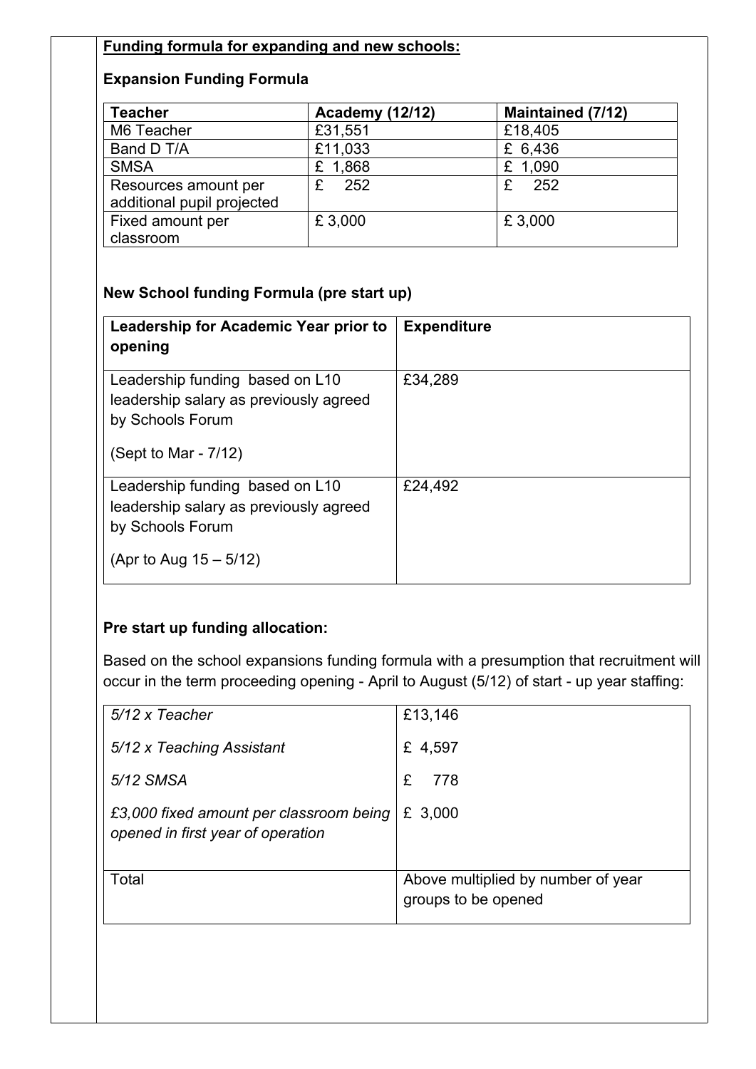**Funding formula for expanding and new schools:**

**Expansion Funding Formula**

| Teacher | Academy (12/12) | Maintained (7/12) |
|---|---|---|
| M6 Teacher | £31,551 | £18,405 |
| Band D T/A | £11,033 | £ 6,436 |
| SMSA | £ 1,868 | £ 1,090 |
| Resources amount per additional pupil projected | £ 252 | £ 252 |
| Fixed amount per classroom | £ 3,000 | £ 3,000 |

**New School funding Formula (pre start up)**

| Leadership for Academic Year prior to opening | Expenditure |
|---|---|
| Leadership funding based on L10 leadership salary as previously agreed by Schools Forum<br><br>(Sept to Mar - 7/12) | £34,289 |
| Leadership funding based on L10 leadership salary as previously agreed by Schools Forum<br><br>(Apr to Aug 15 – 5/12) | £24,492 |

**Pre start up funding allocation:**

Based on the school expansions funding formula with a presumption that recruitment will occur in the term proceeding opening - April to August (5/12) of start - up year staffing:

| | |
|---|---|
| *5/12 x Teacher* | £13,146 |
| *5/12 x Teaching Assistant* | £ 4,597 |
| *5/12 SMSA* | £ 778 |
| *£3,000 fixed amount per classroom being opened in first year of operation* | £ 3,000 |
| Total | Above multiplied by number of year groups to be opened |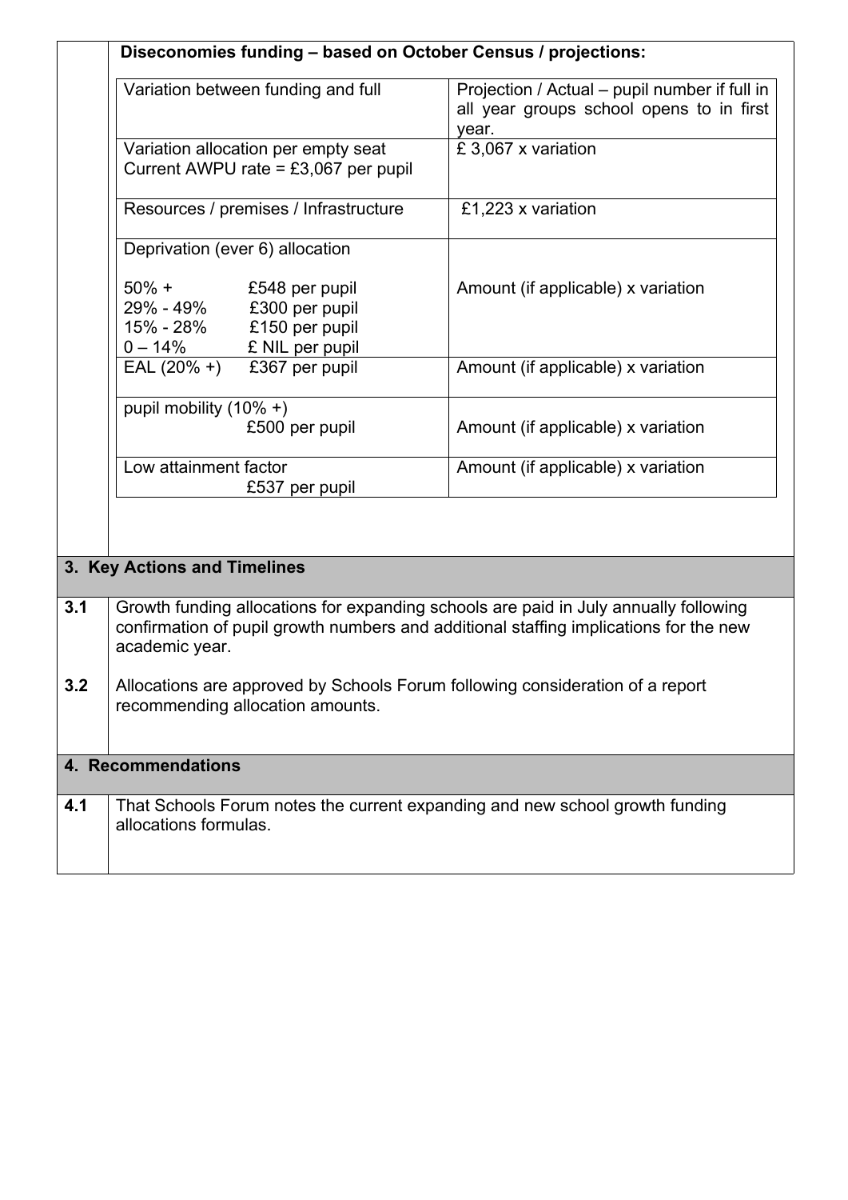**Diseconomies funding – based on October Census / projections:**

| | |
|---|---|
| Variation between funding and full | Projection / Actual – pupil number if full in all year groups school opens to in first year. |
| Variation allocation per empty seat<br>Current AWPU rate = £3,067 per pupil | £ 3,067 x variation |
| Resources / premises / Infrastructure | £1,223 x variation |
| Deprivation (ever 6) allocation<br><br>50% + £548 per pupil<br>29% - 49% £300 per pupil<br>15% - 28% £150 per pupil<br>0 – 14% £ NIL per pupil | Amount (if applicable) x variation |
| EAL (20% +) £367 per pupil | Amount (if applicable) x variation |
| pupil mobility (10% +)<br>£500 per pupil | Amount (if applicable) x variation |
| Low attainment factor<br>£537 per pupil | Amount (if applicable) x variation |

## 3. Key Actions and Timelines

**3.1** Growth funding allocations for expanding schools are paid in July annually following confirmation of pupil growth numbers and additional staffing implications for the new academic year.

**3.2** Allocations are approved by Schools Forum following consideration of a report recommending allocation amounts.

## 4. Recommendations

**4.1** That Schools Forum notes the current expanding and new school growth funding allocations formulas.